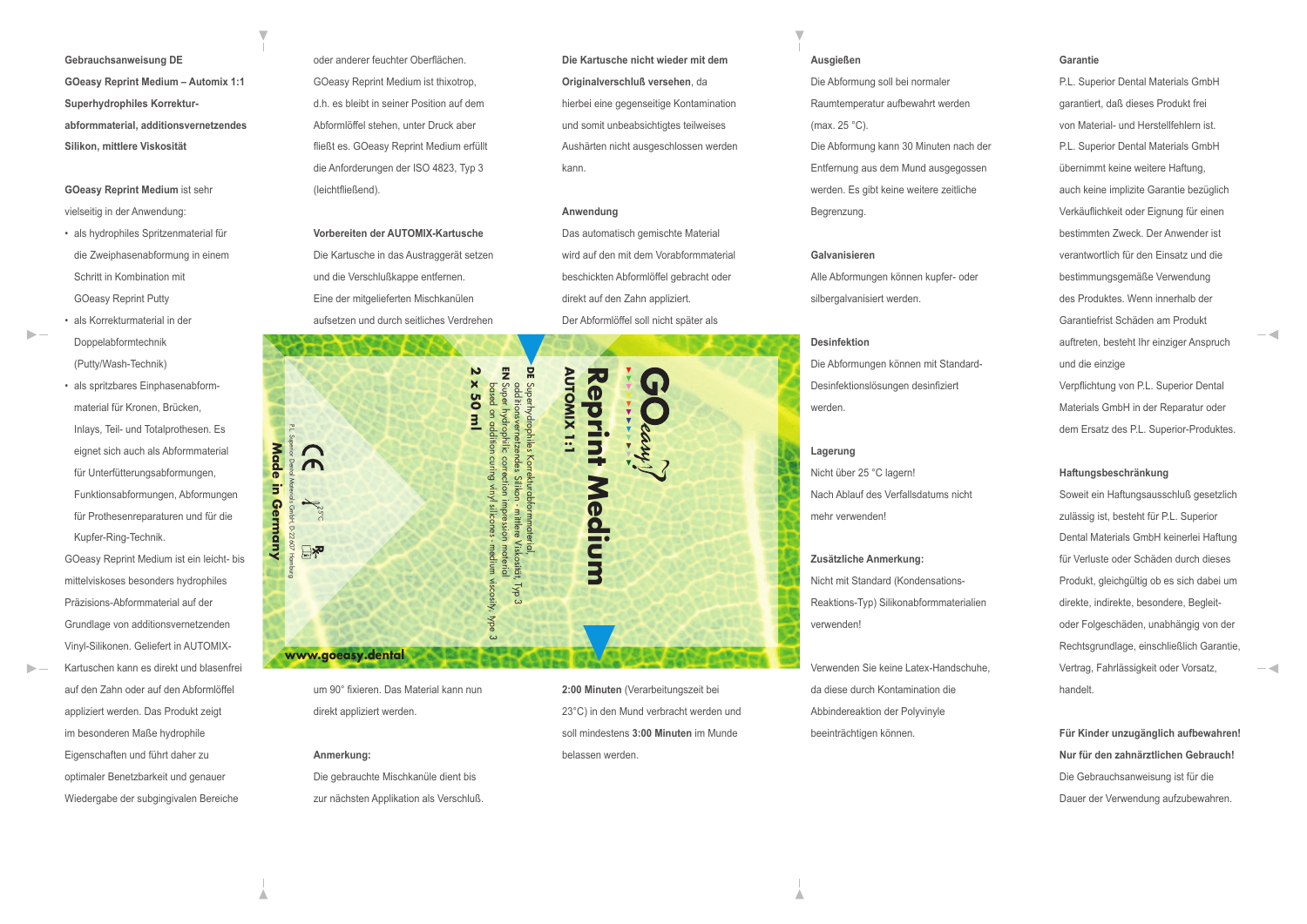**Gebrauchsanweisung DE**

**GOeasy Reprint Medium – Automix 1:1**

**Superhydrophiles Korrektur­abformmaterial, additionsvernetzendes Silikon, mittlere Viskosität**

**GOeasy Reprint Medium** ist sehr vielseitig in der Anwendung:

- als hydrophiles Spritzenmaterial für die Zweiphasenabformung in einem Schritt in Kombination mit GOeasy Reprint Putty
- als Korrekturmaterial in der Doppelabformtechnik (Putty/Wash-Technik)
- als spritzbares Einphasenabform­material für Kronen, Brücken, Inlays, Teil- und Totalprothesen. Es eignet sich auch als Abformmaterial für Unterfütterungsabformungen, Funktionsabformungen, Abformungen für Prothesenreparaturen und für die Kupfer-Ring-Technik.

GOeasy Reprint Medium ist ein leicht- bis mittelviskoses besonders hydrophiles Präzisions-Abformmaterial auf der Grundlage von additionsvernetzenden Vinyl-Silikonen. Geliefert in AUTOMIX-Kartuschen kann es direkt und blasenfrei auf den Zahn oder auf den Abformlöffel appliziert werden. Das Produkt zeigt im besonderen Maße hydrophile Eigenschaften und führt daher zu optimaler Benetzbarkeit und genauer Wiedergabe der subgingivalen Bereiche oder anderer feuchter Oberflächen.

GOeasy Reprint Medium ist thixotrop, d.h. es bleibt in seiner Position auf dem Abformlöffel stehen, unter Druck aber fließt es. GOeasy Reprint Medium erfüllt die Anforderungen der ISO 4823, Typ 3 (leichtfließend).

**Vorbereiten der AUTOMIX-Kartusche**

Die Kartusche in das Austraggerät setzen und die Verschlußkappe entfernen. Eine der mitgelieferten Mischkanülen aufsetzen und durch seitliches Verdrehen um 90° fixieren. Das Material kann nun direkt appliziert werden.

**Anmerkung:**

Die gebrauchte Mischkanüle dient bis zur nächsten Applikation als Verschluß.

**Die Kartusche nicht wieder mit dem Originalverschluß versehen**, da hierbei eine gegenseitige Kontamination und somit unbeabsichtigtes teilweises Aushärten nicht ausgeschlossen werden kann.

**Anwendung**

Das automatisch gemischte Material wird auf den mit dem Vorabformmaterial beschickten Abformlöffel gebracht oder direkt auf den Zahn appliziert.
Der Abformlöffel soll nicht später als **2:00 Minuten** (Verarbeitungszeit bei 23°C) in den Mund verbracht werden und soll mindestens **3:00 Minuten** im Munde belassen werden.

GOeasy
Reprint Medium
AUTOMIX 1:1
DE Superhydrophiles Korrekturabformmaterial, additionsvernetzendes Silikon - mittlere Viskosität, Typ 3
EN Super hydrophilic correction impression material based on addition curing vinyl silicones - medium viscosity, type 3
2 x 50 ml
Made in Germany
P.L. Superior Dental Materials GmbH, D-22607 Hamburg
www.goeasy.dental

**Ausgießen**

Die Abformung soll bei normaler Raumtemperatur aufbewahrt werden (max. 25 °C).
Die Abformung kann 30 Minuten nach der Entfernung aus dem Mund ausgegossen werden. Es gibt keine weitere zeitliche Begrenzung.

**Galvanisieren**

Alle Abformungen können kupfer- oder silbergalvanisiert werden.

**Desinfektion**

Die Abformungen können mit Standard-Desinfektionslösungen desinfiziert werden.

**Lagerung**

Nicht über 25 °C lagern!
Nach Ablauf des Verfallsdatums nicht mehr verwenden!

**Zusätzliche Anmerkung:**

Nicht mit Standard (Kondensations-Reaktions-Typ) Silikonabformmaterialien verwenden!

Verwenden Sie keine Latex-Handschuhe, da diese durch Kontamination die Abbindereaktion der Polyvinyle beeinträchtigen können.

**Garantie**

P.L. Superior Dental Materials GmbH garantiert, daß dieses Produkt frei von Material- und Herstellfehlern ist. P.L. Superior Dental Materials GmbH übernimmt keine weitere Haftung, auch keine implizite Garantie bezüglich Verkäuflichkeit oder Eignung für einen bestimmten Zweck. Der Anwender ist verantwortlich für den Einsatz und die bestimmungsgemäße Verwendung des Produktes. Wenn innerhalb der Garantiefrist Schäden am Produkt auftreten, besteht Ihr einziger Anspruch und die einzige Verpflichtung von P.L. Superior Dental Materials GmbH in der Reparatur oder dem Ersatz des P.L. Superior-Produktes.

**Haftungsbeschränkung**

Soweit ein Haftungsausschluß gesetzlich zulässig ist, besteht für P.L. Superior Dental Materials GmbH keinerlei Haftung für Verluste oder Schäden durch dieses Produkt, gleichgültig ob es sich dabei um direkte, indirekte, besondere, Begleit- oder Folgeschäden, unabhängig von der Rechtsgrundlage, einschließlich Garantie, Vertrag, Fahrlässigkeit oder Vorsatz, handelt.

**Für Kinder unzugänglich aufbewahren!**
**Nur für den zahnärztlichen Gebrauch!**
Die Gebrauchsanweisung ist für die Dauer der Verwendung aufzubewahren.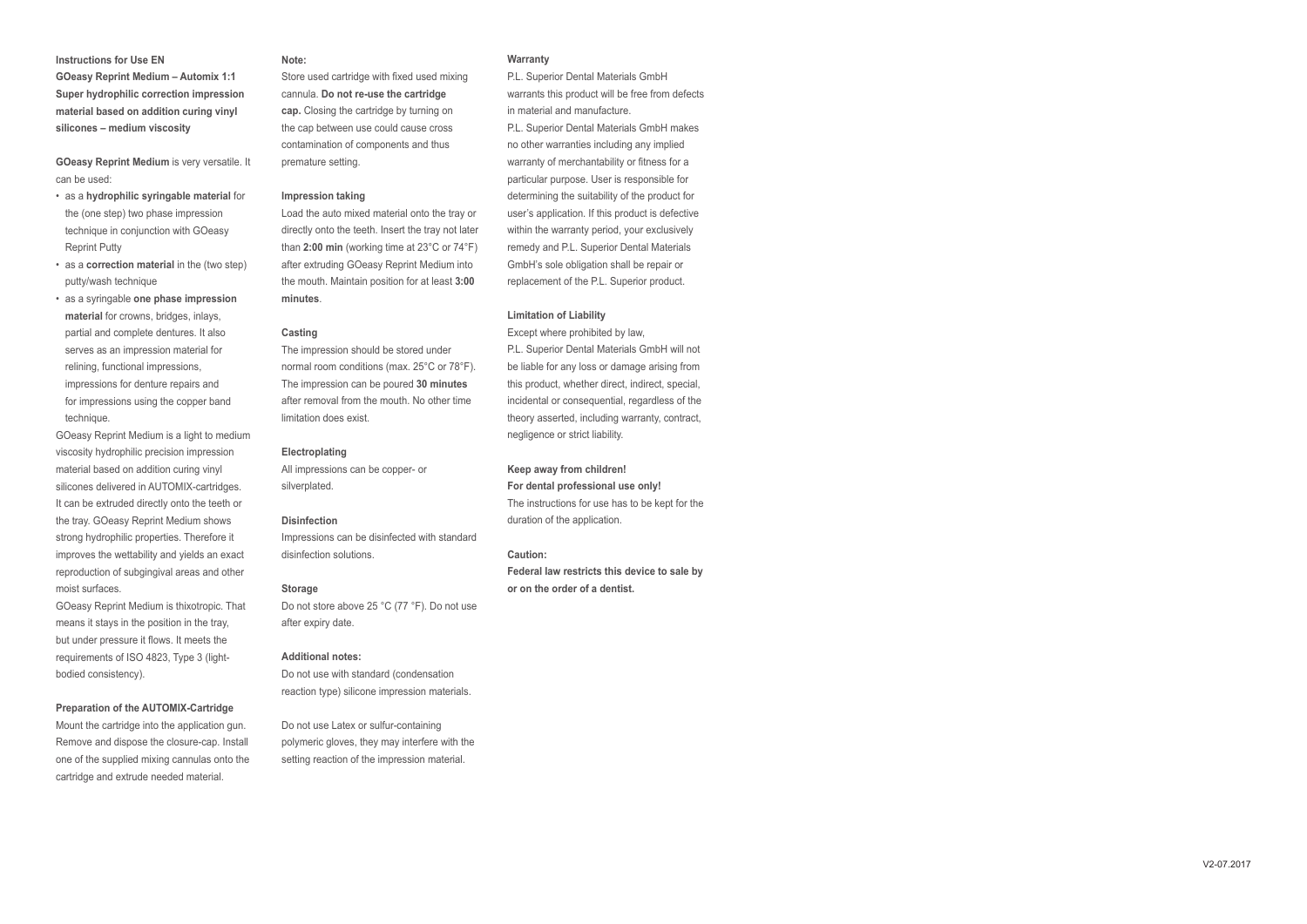**Instructions for Use EN**

**GOeasy Reprint Medium – Automix 1:1 Super hydrophilic correction impression material based on addition curing vinyl silicones – medium viscosity**

**GOeasy Reprint Medium** is very versatile. It can be used:

- as a **hydrophilic syringable material** for the (one step) two phase impression technique in conjunction with GOeasy Reprint Putty
- as a **correction material** in the (two step) putty/wash technique
- as a syringable **one phase impression material** for crowns, bridges, inlays, partial and complete dentures. It also serves as an impression material for relining, functional impressions, impressions for denture repairs and for impressions using the copper band technique.

GOeasy Reprint Medium is a light to medium viscosity hydrophilic precision impression material based on addition curing vinyl silicones delivered in AUTOMIX-cartridges. It can be extruded directly onto the teeth or the tray. GOeasy Reprint Medium shows strong hydrophilic properties. Therefore it improves the wettability and yields an exact reproduction of subgingival areas and other moist surfaces.

GOeasy Reprint Medium is thixotropic. That means it stays in the position in the tray, but under pressure it flows. It meets the requirements of ISO 4823, Type 3 (light-bodied consistency).

**Preparation of the AUTOMIX-Cartridge**

Mount the cartridge into the application gun. Remove and dispose the closure-cap. Install one of the supplied mixing cannulas onto the cartridge and extrude needed material.

**Note:**

Store used cartridge with fixed used mixing cannula. **Do not re-use the cartridge cap.** Closing the cartridge by turning on the cap between use could cause cross contamination of components and thus premature setting.

**Impression taking**

Load the auto mixed material onto the tray or directly onto the teeth. Insert the tray not later than **2:00 min** (working time at 23°C or 74°F) after extruding GOeasy Reprint Medium into the mouth. Maintain position for at least **3:00 minutes**.

**Casting**

The impression should be stored under normal room conditions (max. 25°C or 78°F). The impression can be poured **30 minutes** after removal from the mouth. No other time limitation does exist.

**Electroplating**

All impressions can be copper- or silverplated.

**Disinfection**

Impressions can be disinfected with standard disinfection solutions.

**Storage**

Do not store above 25 °C (77 °F). Do not use after expiry date.

**Additional notes:**

Do not use with standard (condensation reaction type) silicone impression materials.

Do not use Latex or sulfur-containing polymeric gloves, they may interfere with the setting reaction of the impression material.

**Warranty**

P.L. Superior Dental Materials GmbH warrants this product will be free from defects in material and manufacture.

P.L. Superior Dental Materials GmbH makes no other warranties including any implied warranty of merchantability or fitness for a particular purpose. User is responsible for determining the suitability of the product for user's application. If this product is defective within the warranty period, your exclusively remedy and P.L. Superior Dental Materials GmbH's sole obligation shall be repair or replacement of the P.L. Superior product.

**Limitation of Liability**

Except where prohibited by law, P.L. Superior Dental Materials GmbH will not be liable for any loss or damage arising from this product, whether direct, indirect, special, incidental or consequential, regardless of the theory asserted, including warranty, contract, negligence or strict liability.

**Keep away from children!**

**For dental professional use only!**

The instructions for use has to be kept for the duration of the application.

**Caution:**

**Federal law restricts this device to sale by or on the order of a dentist.**

V2-07.2017